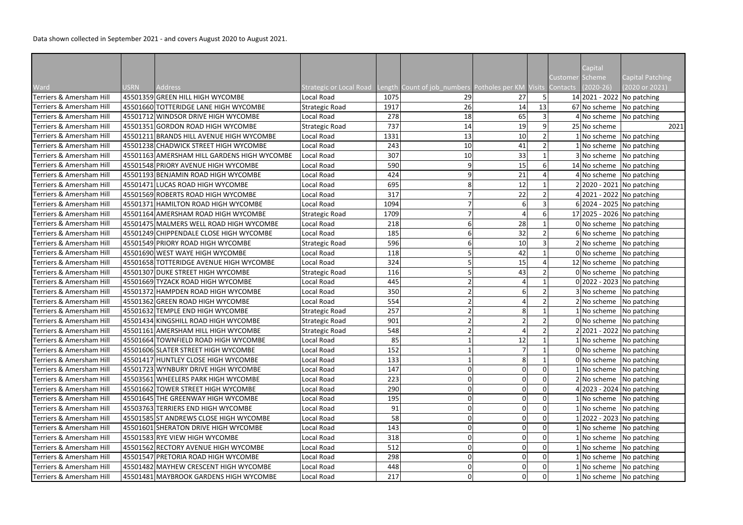Data shown collected in September 2021 - and covers August 2020 to August 2021.

| Ward | USRN | Address | Strategic or Local Road | Length | Count of job_numbers | Potholes per KM | Visits | Customer Contacts | Capital Scheme (2020-26) | Capital Patching (2020 or 2021) |
|---|---|---|---|---|---|---|---|---|---|---|
| Terriers & Amersham Hill | 45501359 | GREEN HILL HIGH WYCOMBE | Local Road | 1075 | 29 | 27 | 5 | 14 | 2021 - 2022 | No patching |
| Terriers & Amersham Hill | 45501660 | TOTTERIDGE LANE HIGH WYCOMBE | Strategic Road | 1917 | 26 | 14 | 13 | 67 | No scheme | No patching |
| Terriers & Amersham Hill | 45501712 | WINDSOR DRIVE HIGH WYCOMBE | Local Road | 278 | 18 | 65 | 3 | 4 | No scheme | No patching |
| Terriers & Amersham Hill | 45501351 | GORDON ROAD HIGH WYCOMBE | Strategic Road | 737 | 14 | 19 | 9 | 25 | No scheme | 2021 |
| Terriers & Amersham Hill | 45501211 | BRANDS HILL AVENUE HIGH WYCOMBE | Local Road | 1331 | 13 | 10 | 2 | 1 | No scheme | No patching |
| Terriers & Amersham Hill | 45501238 | CHADWICK STREET HIGH WYCOMBE | Local Road | 243 | 10 | 41 | 2 | 1 | No scheme | No patching |
| Terriers & Amersham Hill | 45501163 | AMERSHAM HILL GARDENS HIGH WYCOMBE | Local Road | 307 | 10 | 33 | 1 | 3 | No scheme | No patching |
| Terriers & Amersham Hill | 45501548 | PRIORY AVENUE HIGH WYCOMBE | Local Road | 590 | 9 | 15 | 6 | 14 | No scheme | No patching |
| Terriers & Amersham Hill | 45501193 | BENJAMIN ROAD HIGH WYCOMBE | Local Road | 424 | 9 | 21 | 4 | 4 | No scheme | No patching |
| Terriers & Amersham Hill | 45501471 | LUCAS ROAD HIGH WYCOMBE | Local Road | 695 | 8 | 12 | 1 | 2 | 2020 - 2021 | No patching |
| Terriers & Amersham Hill | 45501569 | ROBERTS ROAD HIGH WYCOMBE | Local Road | 317 | 7 | 22 | 2 | 4 | 2021 - 2022 | No patching |
| Terriers & Amersham Hill | 45501371 | HAMILTON ROAD HIGH WYCOMBE | Local Road | 1094 | 7 | 6 | 3 | 6 | 2024 - 2025 | No patching |
| Terriers & Amersham Hill | 45501164 | AMERSHAM ROAD HIGH WYCOMBE | Strategic Road | 1709 | 7 | 4 | 6 | 17 | 2025 - 2026 | No patching |
| Terriers & Amersham Hill | 45501475 | MALMERS WELL ROAD HIGH WYCOMBE | Local Road | 218 | 6 | 28 | 1 | 0 | No scheme | No patching |
| Terriers & Amersham Hill | 45501249 | CHIPPENDALE CLOSE HIGH WYCOMBE | Local Road | 185 | 6 | 32 | 2 | 6 | No scheme | No patching |
| Terriers & Amersham Hill | 45501549 | PRIORY ROAD HIGH WYCOMBE | Strategic Road | 596 | 6 | 10 | 3 | 2 | No scheme | No patching |
| Terriers & Amersham Hill | 45501690 | WEST WAYE HIGH WYCOMBE | Local Road | 118 | 5 | 42 | 1 | 0 | No scheme | No patching |
| Terriers & Amersham Hill | 45501658 | TOTTERIDGE AVENUE HIGH WYCOMBE | Local Road | 324 | 5 | 15 | 4 | 12 | No scheme | No patching |
| Terriers & Amersham Hill | 45501307 | DUKE STREET HIGH WYCOMBE | Strategic Road | 116 | 5 | 43 | 2 | 0 | No scheme | No patching |
| Terriers & Amersham Hill | 45501669 | TYZACK ROAD HIGH WYCOMBE | Local Road | 445 | 2 | 4 | 1 | 0 | 2022 - 2023 | No patching |
| Terriers & Amersham Hill | 45501372 | HAMPDEN ROAD HIGH WYCOMBE | Local Road | 350 | 2 | 6 | 2 | 3 | No scheme | No patching |
| Terriers & Amersham Hill | 45501362 | GREEN ROAD HIGH WYCOMBE | Local Road | 554 | 2 | 4 | 2 | 2 | No scheme | No patching |
| Terriers & Amersham Hill | 45501632 | TEMPLE END HIGH WYCOMBE | Strategic Road | 257 | 2 | 8 | 1 | 1 | No scheme | No patching |
| Terriers & Amersham Hill | 45501434 | KINGSHILL ROAD HIGH WYCOMBE | Strategic Road | 901 | 2 | 2 | 2 | 0 | No scheme | No patching |
| Terriers & Amersham Hill | 45501161 | AMERSHAM HILL HIGH WYCOMBE | Strategic Road | 548 | 2 | 4 | 2 | 2 | 2021 - 2022 | No patching |
| Terriers & Amersham Hill | 45501664 | TOWNFIELD ROAD HIGH WYCOMBE | Local Road | 85 | 1 | 12 | 1 | 1 | No scheme | No patching |
| Terriers & Amersham Hill | 45501606 | SLATER STREET HIGH WYCOMBE | Local Road | 152 | 1 | 7 | 1 | 0 | No scheme | No patching |
| Terriers & Amersham Hill | 45501417 | HUNTLEY CLOSE HIGH WYCOMBE | Local Road | 133 | 1 | 8 | 1 | 0 | No scheme | No patching |
| Terriers & Amersham Hill | 45501723 | WYNBURY DRIVE HIGH WYCOMBE | Local Road | 147 | 0 | 0 | 0 | 1 | No scheme | No patching |
| Terriers & Amersham Hill | 45503561 | WHEELERS PARK HIGH WYCOMBE | Local Road | 223 | 0 | 0 | 0 | 2 | No scheme | No patching |
| Terriers & Amersham Hill | 45501662 | TOWER STREET HIGH WYCOMBE | Local Road | 290 | 0 | 0 | 0 | 4 | 2023 - 2024 | No patching |
| Terriers & Amersham Hill | 45501645 | THE GREENWAY HIGH WYCOMBE | Local Road | 195 | 0 | 0 | 0 | 1 | No scheme | No patching |
| Terriers & Amersham Hill | 45503763 | TERRIERS END HIGH WYCOMBE | Local Road | 91 | 0 | 0 | 0 | 1 | No scheme | No patching |
| Terriers & Amersham Hill | 45501585 | ST ANDREWS CLOSE HIGH WYCOMBE | Local Road | 58 | 0 | 0 | 0 | 1 | 2022 - 2023 | No patching |
| Terriers & Amersham Hill | 45501601 | SHERATON DRIVE HIGH WYCOMBE | Local Road | 143 | 0 | 0 | 0 | 1 | No scheme | No patching |
| Terriers & Amersham Hill | 45501583 | RYE VIEW HIGH WYCOMBE | Local Road | 318 | 0 | 0 | 0 | 1 | No scheme | No patching |
| Terriers & Amersham Hill | 45501562 | RECTORY AVENUE HIGH WYCOMBE | Local Road | 512 | 0 | 0 | 0 | 1 | No scheme | No patching |
| Terriers & Amersham Hill | 45501547 | PRETORIA ROAD HIGH WYCOMBE | Local Road | 298 | 0 | 0 | 0 | 1 | No scheme | No patching |
| Terriers & Amersham Hill | 45501482 | MAYHEW CRESCENT HIGH WYCOMBE | Local Road | 448 | 0 | 0 | 0 | 1 | No scheme | No patching |
| Terriers & Amersham Hill | 45501481 | MAYBROOK GARDENS HIGH WYCOMBE | Local Road | 217 | 0 | 0 | 0 | 1 | No scheme | No patching |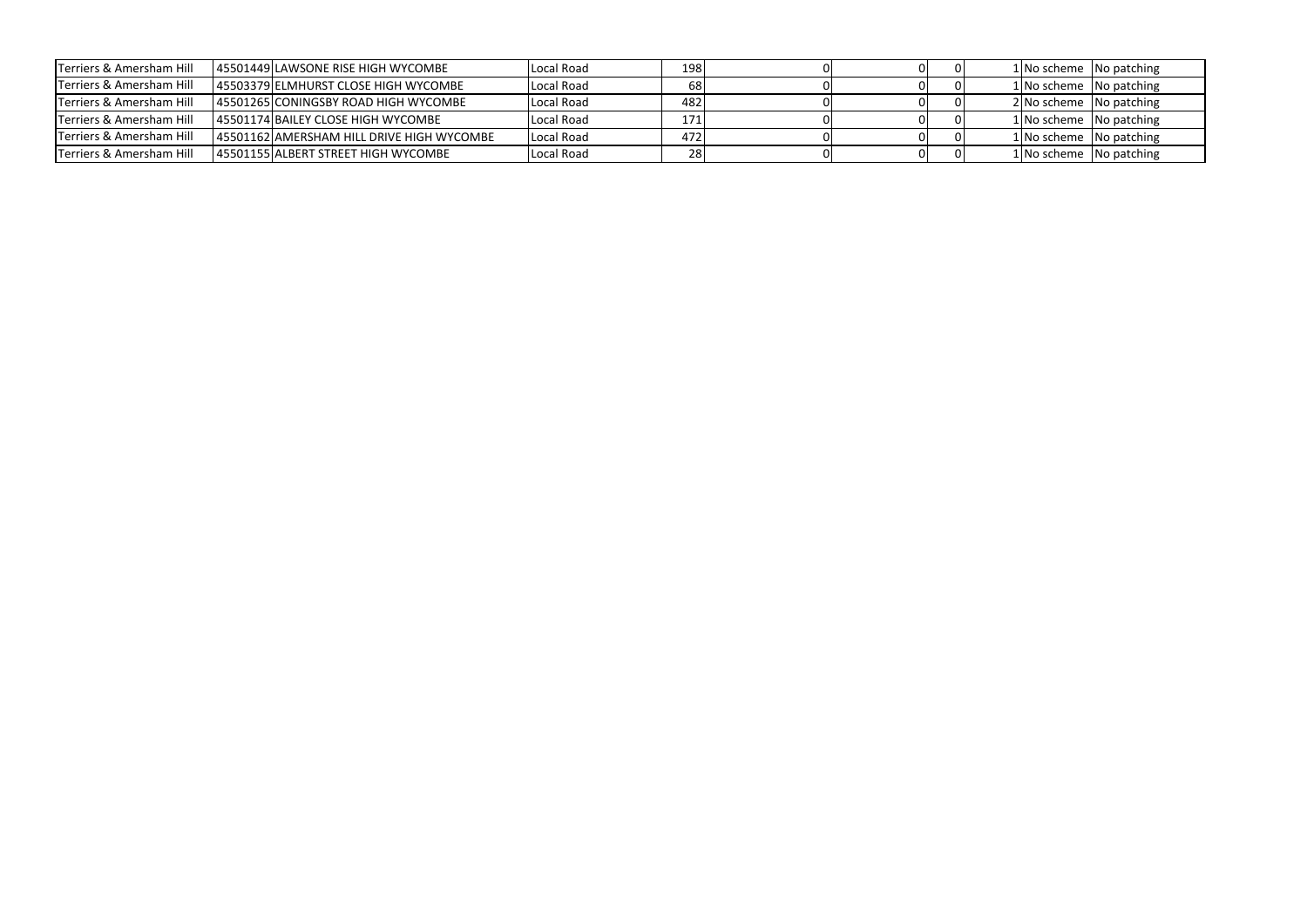| | | | | | | | | | | |
|---|---|---|---|---|---|---|---|---|---|---|
| Terriers & Amersham Hill | 45501449 | LAWSONE RISE HIGH WYCOMBE | Local Road | 198 | | 0 | 0 | 0 | 1 | No scheme | No patching |
| Terriers & Amersham Hill | 45503379 | ELMHURST CLOSE HIGH WYCOMBE | Local Road | 68 | | 0 | 0 | 0 | 1 | No scheme | No patching |
| Terriers & Amersham Hill | 45501265 | CONINGSBY ROAD HIGH WYCOMBE | Local Road | 482 | | 0 | 0 | 0 | 2 | No scheme | No patching |
| Terriers & Amersham Hill | 45501174 | BAILEY CLOSE HIGH WYCOMBE | Local Road | 171 | | 0 | 0 | 0 | 1 | No scheme | No patching |
| Terriers & Amersham Hill | 45501162 | AMERSHAM HILL DRIVE HIGH WYCOMBE | Local Road | 472 | | 0 | 0 | 0 | 1 | No scheme | No patching |
| Terriers & Amersham Hill | 45501155 | ALBERT STREET HIGH WYCOMBE | Local Road | 28 | | 0 | 0 | 0 | 1 | No scheme | No patching |